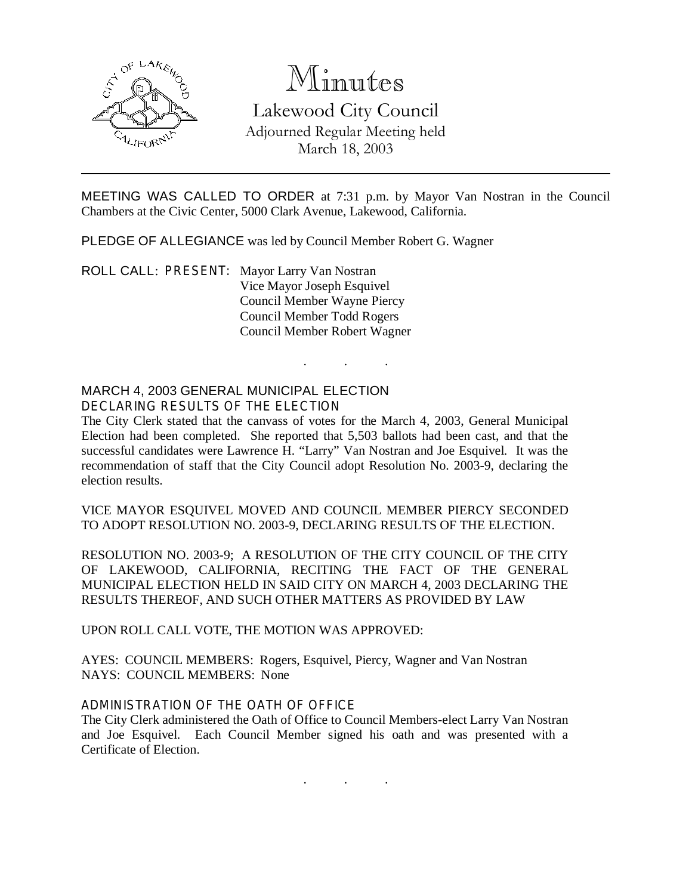# Minutes

## Lakewood City Council

Adjourned Regular Meeting held
March 18, 2003

---

MEETING WAS CALLED TO ORDER at 7:31 p.m. by Mayor Van Nostran in the Council Chambers at the Civic Center, 5000 Clark Avenue, Lakewood, California.

PLEDGE OF ALLEGIANCE was led by Council Member Robert G. Wagner

ROLL CALL: PRESENT: Mayor Larry Van Nostran
Vice Mayor Joseph Esquivel
Council Member Wayne Piercy
Council Member Todd Rogers
Council Member Robert Wagner

. . .

MARCH 4, 2003 GENERAL MUNICIPAL ELECTION
DECLARING RESULTS OF THE ELECTION

The City Clerk stated that the canvass of votes for the March 4, 2003, General Municipal Election had been completed. She reported that 5,503 ballots had been cast, and that the successful candidates were Lawrence H. "Larry" Van Nostran and Joe Esquivel. It was the recommendation of staff that the City Council adopt Resolution No. 2003-9, declaring the election results.

VICE MAYOR ESQUIVEL MOVED AND COUNCIL MEMBER PIERCY SECONDED TO ADOPT RESOLUTION NO. 2003-9, DECLARING RESULTS OF THE ELECTION.

RESOLUTION NO. 2003-9; A RESOLUTION OF THE CITY COUNCIL OF THE CITY OF LAKEWOOD, CALIFORNIA, RECITING THE FACT OF THE GENERAL MUNICIPAL ELECTION HELD IN SAID CITY ON MARCH 4, 2003 DECLARING THE RESULTS THEREOF, AND SUCH OTHER MATTERS AS PROVIDED BY LAW

UPON ROLL CALL VOTE, THE MOTION WAS APPROVED:

AYES: COUNCIL MEMBERS: Rogers, Esquivel, Piercy, Wagner and Van Nostran
NAYS: COUNCIL MEMBERS: None

ADMINISTRATION OF THE OATH OF OFFICE

The City Clerk administered the Oath of Office to Council Members-elect Larry Van Nostran and Joe Esquivel. Each Council Member signed his oath and was presented with a Certificate of Election.

. . .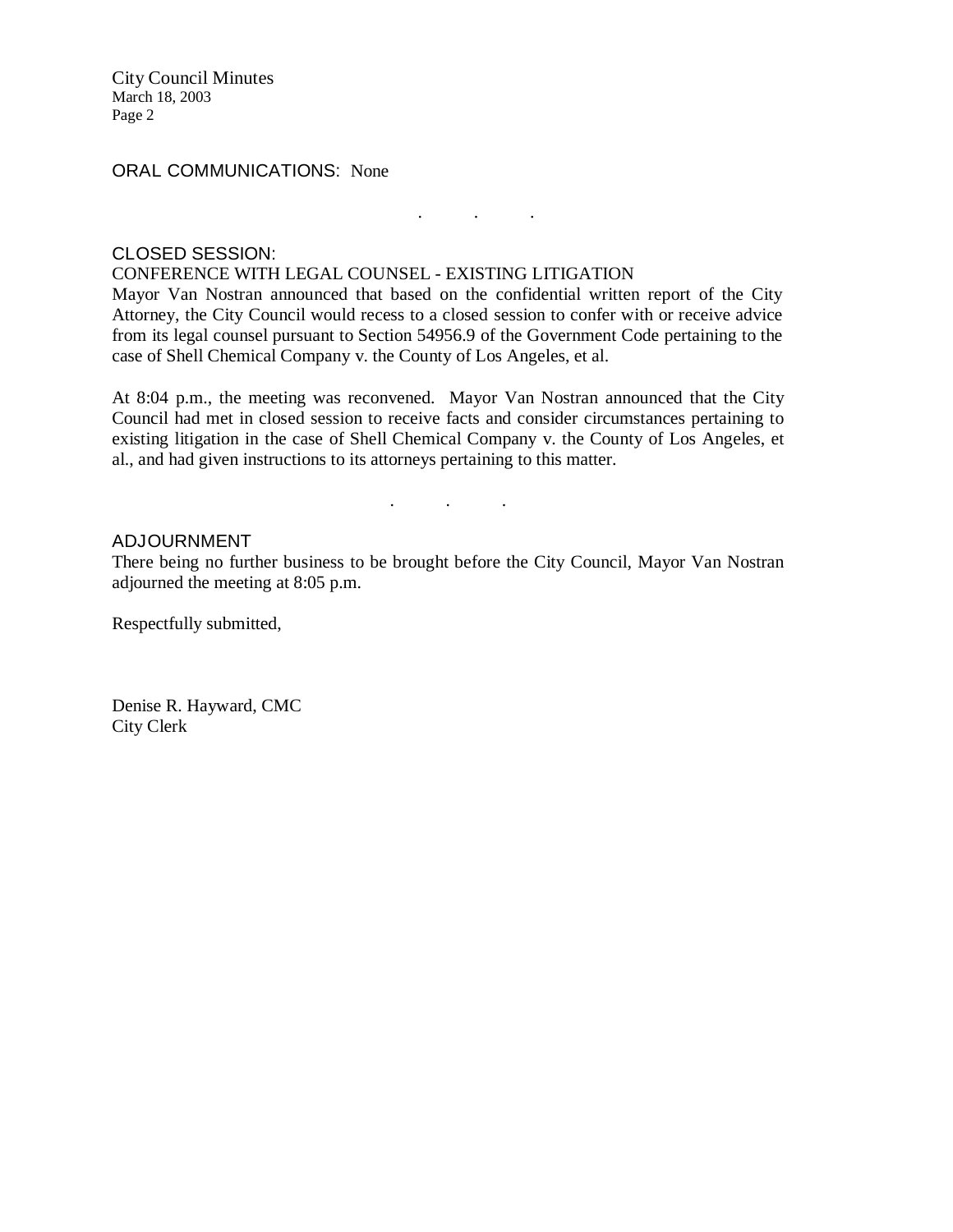ORAL COMMUNICATIONS: None

. . .

CLOSED SESSION:

CONFERENCE WITH LEGAL COUNSEL - EXISTING LITIGATION

Mayor Van Nostran announced that based on the confidential written report of the City Attorney, the City Council would recess to a closed session to confer with or receive advice from its legal counsel pursuant to Section 54956.9 of the Government Code pertaining to the case of Shell Chemical Company v. the County of Los Angeles, et al.

At 8:04 p.m., the meeting was reconvened. Mayor Van Nostran announced that the City Council had met in closed session to receive facts and consider circumstances pertaining to existing litigation in the case of Shell Chemical Company v. the County of Los Angeles, et al., and had given instructions to its attorneys pertaining to this matter.

. . .

ADJOURNMENT

There being no further business to be brought before the City Council, Mayor Van Nostran adjourned the meeting at 8:05 p.m.

Respectfully submitted,

Denise R. Hayward, CMC
City Clerk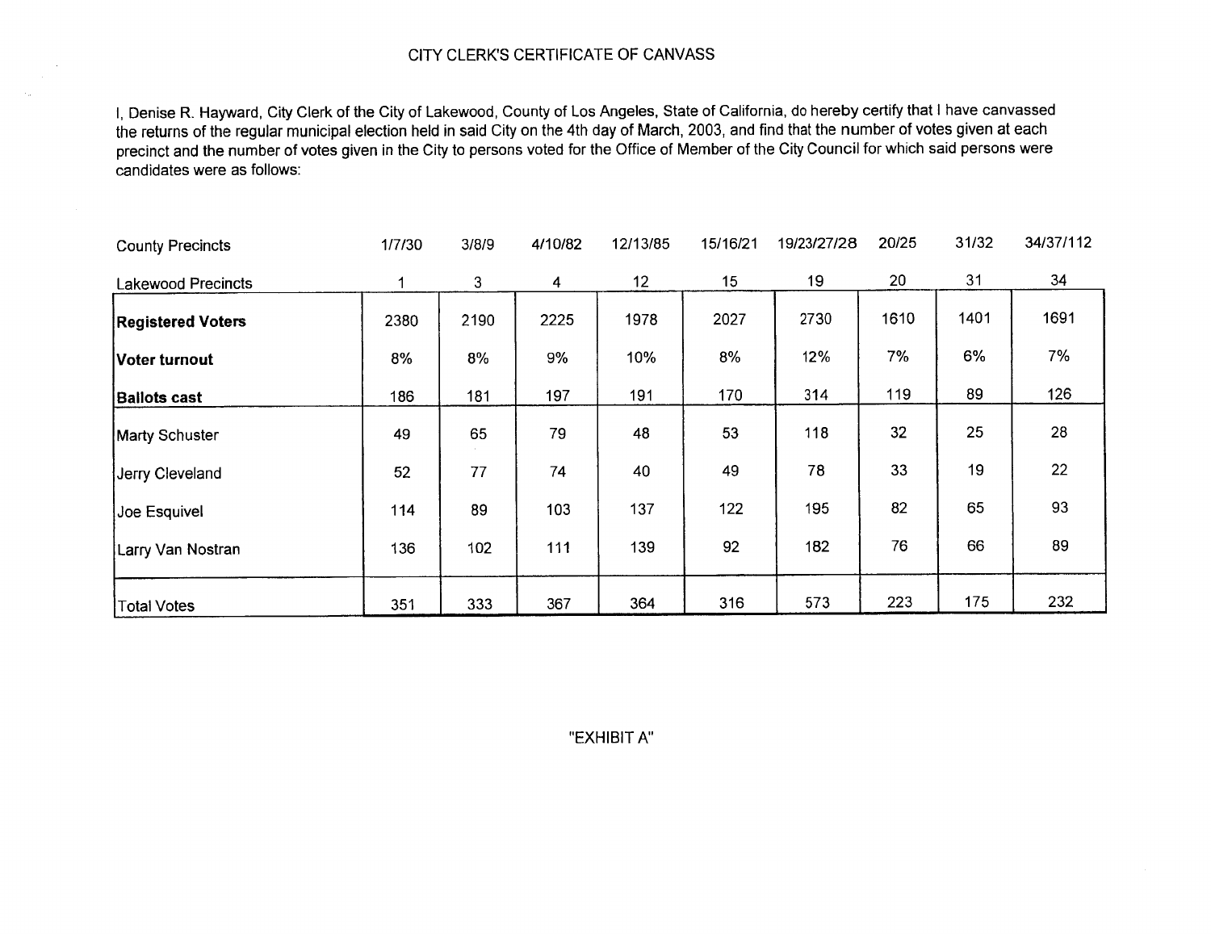# CITY CLERK'S CERTIFICATE OF CANVASS

I, Denise R. Hayward, City Clerk of the City of Lakewood, County of Los Angeles, State of California, do hereby certify that I have canvassed the returns of the regular municipal election held in said City on the 4th day of March, 2003, and find that the number of votes given at each precinct and the number of votes given in the City to persons voted for the Office of Member of the City Council for which said persons were candidates were as follows:

| County Precincts | 1/7/30 | 3/8/9 | 4/10/82 | 12/13/85 | 15/16/21 | 19/23/27/28 | 20/25 | 31/32 | 34/37/112 |
|---|---|---|---|---|---|---|---|---|---|
| Lakewood Precincts | 1 | 3 | 4 | 12 | 15 | 19 | 20 | 31 | 34 |
| **Registered Voters** | 2380 | 2190 | 2225 | 1978 | 2027 | 2730 | 1610 | 1401 | 1691 |
| **Voter turnout** | 8% | 8% | 9% | 10% | 8% | 12% | 7% | 6% | 7% |
| **Ballots cast** | 186 | 181 | 197 | 191 | 170 | 314 | 119 | 89 | 126 |
| Marty Schuster | 49 | 65 | 79 | 48 | 53 | 118 | 32 | 25 | 28 |
| Jerry Cleveland | 52 | 77 | 74 | 40 | 49 | 78 | 33 | 19 | 22 |
| Joe Esquivel | 114 | 89 | 103 | 137 | 122 | 195 | 82 | 65 | 93 |
| Larry Van Nostran | 136 | 102 | 111 | 139 | 92 | 182 | 76 | 66 | 89 |
| Total Votes | 351 | 333 | 367 | 364 | 316 | 573 | 223 | 175 | 232 |

"EXHIBIT A"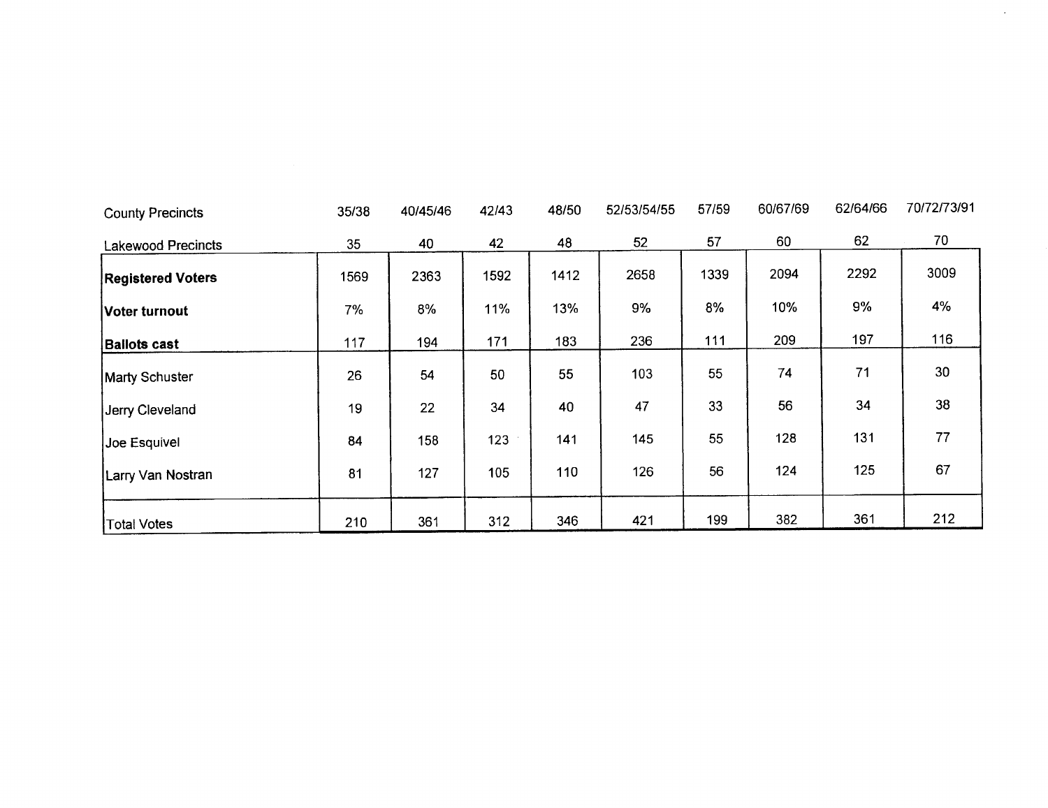| County Precincts | 35/38 | 40/45/46 | 42/43 | 48/50 | 52/53/54/55 | 57/59 | 60/67/69 | 62/64/66 | 70/72/73/91 |
|---|---|---|---|---|---|---|---|---|---|
| Lakewood Precincts | 35 | 40 | 42 | 48 | 52 | 57 | 60 | 62 | 70 |
| **Registered Voters** | 1569 | 2363 | 1592 | 1412 | 2658 | 1339 | 2094 | 2292 | 3009 |
| **Voter turnout** | 7% | 8% | 11% | 13% | 9% | 8% | 10% | 9% | 4% |
| **Ballots cast** | 117 | 194 | 171 | 183 | 236 | 111 | 209 | 197 | 116 |
| Marty Schuster | 26 | 54 | 50 | 55 | 103 | 55 | 74 | 71 | 30 |
| Jerry Cleveland | 19 | 22 | 34 | 40 | 47 | 33 | 56 | 34 | 38 |
| Joe Esquivel | 84 | 158 | 123 | 141 | 145 | 55 | 128 | 131 | 77 |
| Larry Van Nostran | 81 | 127 | 105 | 110 | 126 | 56 | 124 | 125 | 67 |
| Total Votes | 210 | 361 | 312 | 346 | 421 | 199 | 382 | 361 | 212 |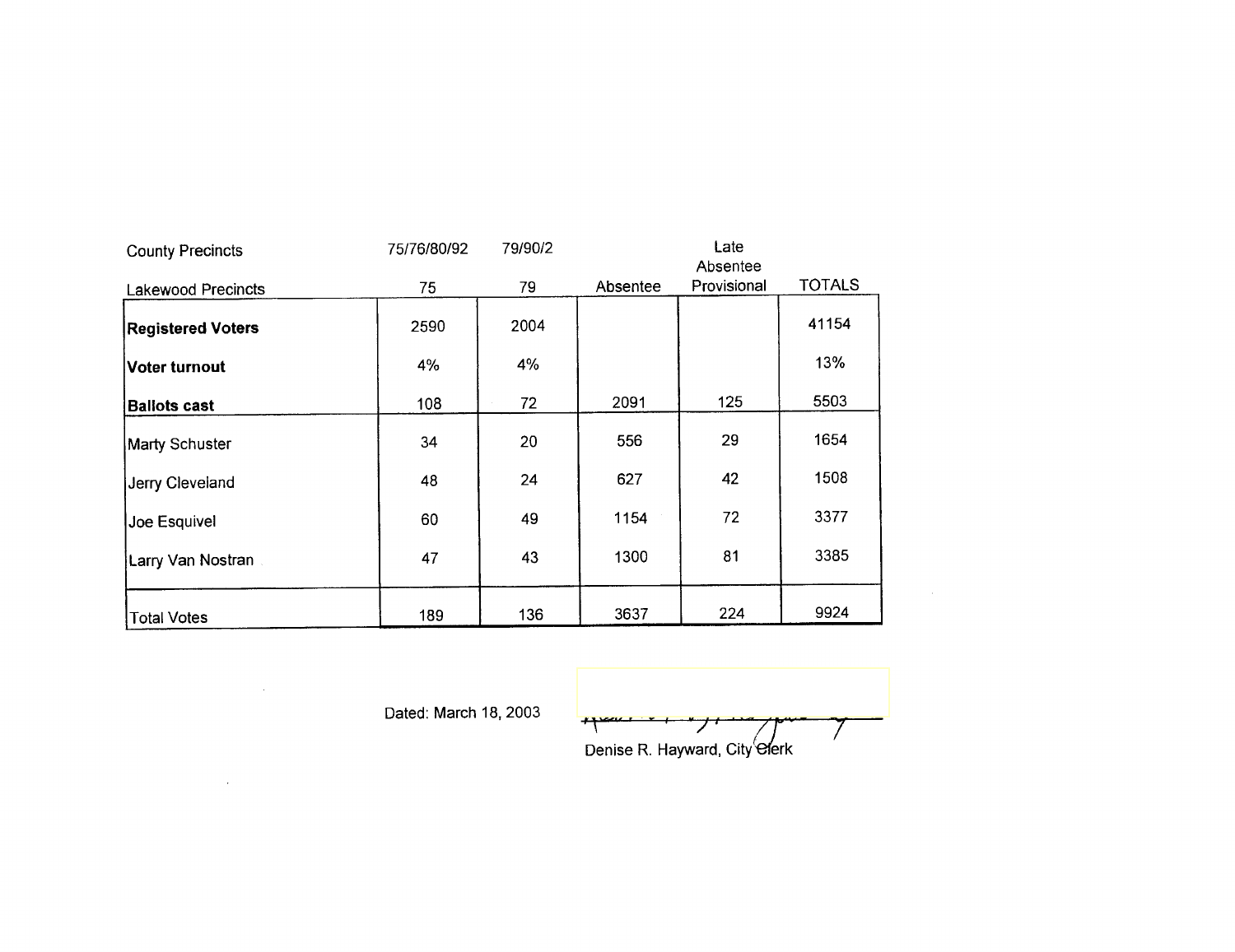| County Precincts | 75/76/80/92 | 79/90/2 | | Late Absentee | |
|---|---|---|---|---|---|
| Lakewood Precincts | 75 | 79 | Absentee | Provisional | TOTALS |
| **Registered Voters** | 2590 | 2004 | | | 41154 |
| **Voter turnout** | 4% | 4% | | | 13% |
| **Ballots cast** | 108 | 72 | 2091 | 125 | 5503 |
| Marty Schuster | 34 | 20 | 556 | 29 | 1654 |
| Jerry Cleveland | 48 | 24 | 627 | 42 | 1508 |
| Joe Esquivel | 60 | 49 | 1154 | 72 | 3377 |
| Larry Van Nostran | 47 | 43 | 1300 | 81 | 3385 |
| Total Votes | 189 | 136 | 3637 | 224 | 9924 |

Dated: March 18, 2003

Denise R. Hayward, City Clerk